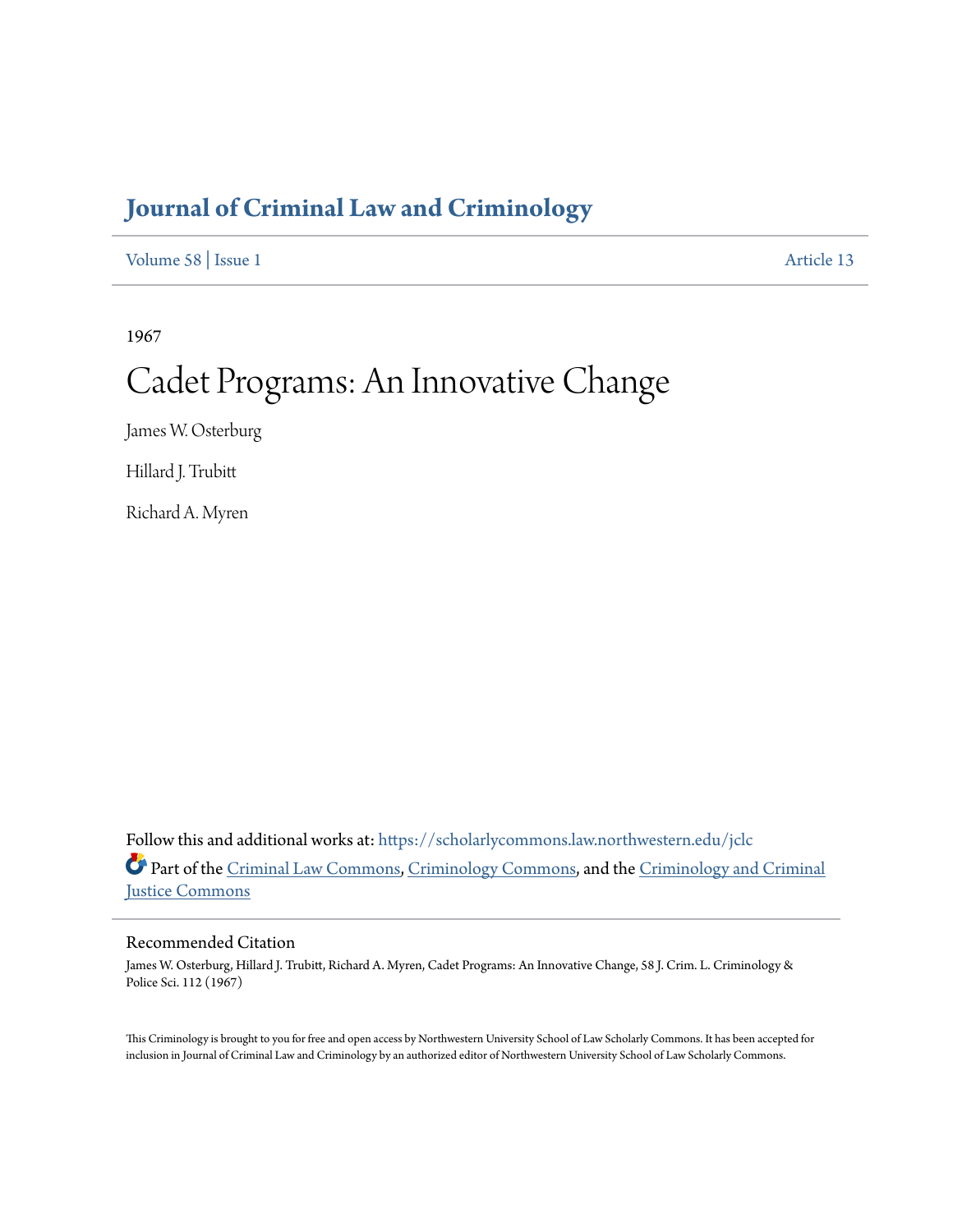# Journal of Criminal Law and Criminology

Volume 58 | Issue 1 Article 13

1967

# Cadet Programs: An Innovative Change

James W. Osterburg

Hillard J. Trubitt

Richard A. Myren

Follow this and additional works at: https://scholarlycommons.law.northwestern.edu/jclc

Part of the Criminal Law Commons, Criminology Commons, and the Criminology and Criminal Justice Commons

## Recommended Citation

James W. Osterburg, Hillard J. Trubitt, Richard A. Myren, Cadet Programs: An Innovative Change, 58 J. Crim. L. Criminology & Police Sci. 112 (1967)

This Criminology is brought to you for free and open access by Northwestern University School of Law Scholarly Commons. It has been accepted for inclusion in Journal of Criminal Law and Criminology by an authorized editor of Northwestern University School of Law Scholarly Commons.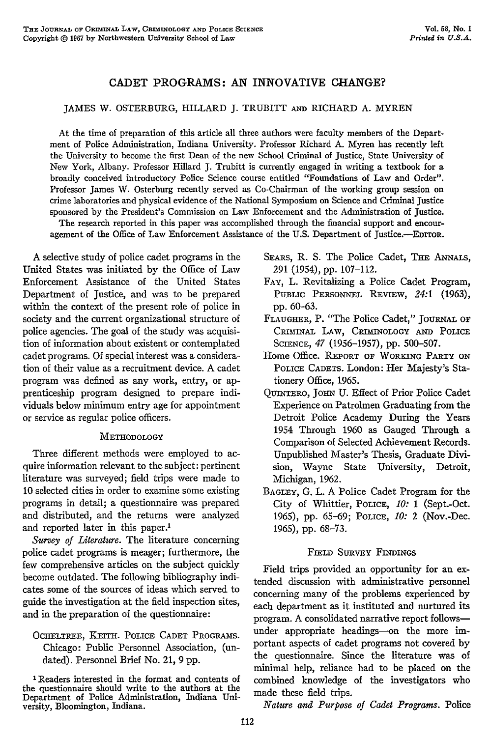# CADET PROGRAMS: AN INNOVATIVE CHANGE?

JAMES W. OSTERBURG, HILLARD J. TRUBITT AND RICHARD A. MYREN

At the time of preparation of this article all three authors were faculty members of the Department of Police Administration, Indiana University. Professor Richard A. Myren has recently left the University to become the first Dean of the new School Criminal of Justice, State University of New York, Albany. Professor Hillard J. Trubitt is currently engaged in writing a textbook for a broadly conceived introductory Police Science course entitled "Foundations of Law and Order". Professor James W. Osterburg recently served as Co-Chairman of the working group session on crime laboratories and physical evidence of the National Symposium on Science and Criminal Justice sponsored by the President's Commission on Law Enforcement and the Administration of Justice.

The research reported in this paper was accomplished through the financial support and encouragement of the Office of Law Enforcement Assistance of the U.S. Department of Justice.—EDITOR.

A selective study of police cadet programs in the United States was initiated by the Office of Law Enforcement Assistance of the United States Department of Justice, and was to be prepared within the context of the present role of police in society and the current organizational structure of police agencies. The goal of the study was acquisition of information about existent or contemplated cadet programs. Of special interest was a consideration of their value as a recruitment device. A cadet program was defined as any work, entry, or apprenticeship program designed to prepare individuals below minimum entry age for appointment or service as regular police officers.

## METHODOLOGY

Three different methods were employed to acquire information relevant to the subject: pertinent literature was surveyed; field trips were made to 10 selected cities in order to examine some existing programs in detail; a questionnaire was prepared and distributed, and the returns were analyzed and reported later in this paper.[1]

*Survey of Literature.* The literature concerning police cadet programs is meager; furthermore, the few comprehensive articles on the subject quickly become outdated. The following bibliography indicates some of the sources of ideas which served to guide the investigation at the field inspection sites, and in the preparation of the questionnaire:

OCHELTREE, KEITH. POLICE CADET PROGRAMS. Chicago: Public Personnel Association, (undated). Personnel Brief No. 21, 9 pp.

SEARS, R. S. The Police Cadet, THE ANNALS, 291 (1954), pp. 107–112.

FAY, L. Revitalizing a Police Cadet Program, PUBLIC PERSONNEL REVIEW, *24*:1 (1963), pp. 60–63.

FLAUGHER, P. "The Police Cadet," JOURNAL OF CRIMINAL LAW, CRIMINOLOGY AND POLICE SCIENCE, *47* (1956–1957), pp. 500–507.

Home Office. REPORT OF WORKING PARTY ON POLICE CADETS. London: Her Majesty's Stationery Office, 1965.

QUINTERO, JOHN U. Effect of Prior Police Cadet Experience on Patrolmen Graduating from the Detroit Police Academy During the Years 1954 Through 1960 as Gauged Through a Comparison of Selected Achievement Records. Unpublished Master's Thesis, Graduate Division, Wayne State University, Detroit, Michigan, 1962.

BAGLEY, G. L. A Police Cadet Program for the City of Whittier, POLICE, *10:* 1 (Sept.-Oct. 1965), pp. 65–69; POLICE, *10:* 2 (Nov.-Dec. 1965), pp. 68–73.

## FIELD SURVEY FINDINGS

Field trips provided an opportunity for an extended discussion with administrative personnel concerning many of the problems experienced by each department as it instituted and nurtured its program. A consolidated narrative report follows—under appropriate headings—on the more important aspects of cadet programs not covered by the questionnaire. Since the literature was of minimal help, reliance had to be placed on the combined knowledge of the investigators who made these field trips.

*Nature and Purpose of Cadet Programs.* Police

[1] Readers interested in the format and contents of the questionnaire should write to the authors at the Department of Police Administration, Indiana University, Bloomington, Indiana.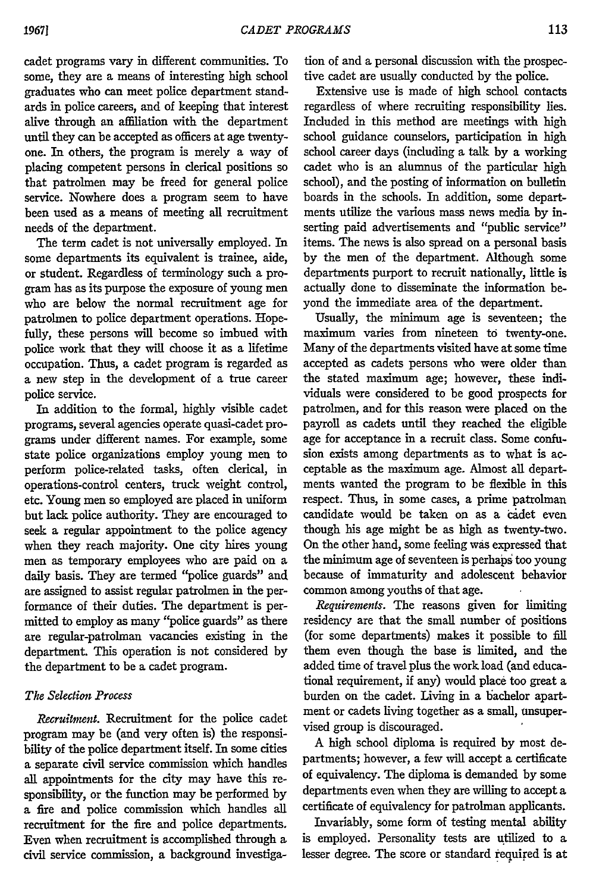cadet programs vary in different communities. To some, they are a means of interesting high school graduates who can meet police department standards in police careers, and of keeping that interest alive through an affiliation with the department until they can be accepted as officers at age twenty-one. In others, the program is merely a way of placing competent persons in clerical positions so that patrolmen may be freed for general police service. Nowhere does a program seem to have been used as a means of meeting all recruitment needs of the department.

The term cadet is not universally employed. In some departments its equivalent is trainee, aide, or student. Regardless of terminology such a program has as its purpose the exposure of young men who are below the normal recruitment age for patrolmen to police department operations. Hopefully, these persons will become so imbued with police work that they will choose it as a lifetime occupation. Thus, a cadet program is regarded as a new step in the development of a true career police service.

In addition to the formal, highly visible cadet programs, several agencies operate quasi-cadet programs under different names. For example, some state police organizations employ young men to perform police-related tasks, often clerical, in operations-control centers, truck weight control, etc. Young men so employed are placed in uniform but lack police authority. They are encouraged to seek a regular appointment to the police agency when they reach majority. One city hires young men as temporary employees who are paid on a daily basis. They are termed "police guards" and are assigned to assist regular patrolmen in the performance of their duties. The department is permitted to employ as many "police guards" as there are regular-patrolman vacancies existing in the department. This operation is not considered by the department to be a cadet program.

### *The Selection Process*

*Recruitment.* Recruitment for the police cadet program may be (and very often is) the responsibility of the police department itself. In some cities a separate civil service commission which handles all appointments for the city may have this responsibility, or the function may be performed by a fire and police commission which handles all recruitment for the fire and police departments. Even when recruitment is accomplished through a civil service commission, a background investigation of and a personal discussion with the prospective cadet are usually conducted by the police.

Extensive use is made of high school contacts regardless of where recruiting responsibility lies. Included in this method are meetings with high school guidance counselors, participation in high school career days (including a talk by a working cadet who is an alumnus of the particular high school), and the posting of information on bulletin boards in the schools. In addition, some departments utilize the various mass news media by inserting paid advertisements and "public service" items. The news is also spread on a personal basis by the men of the department. Although some departments purport to recruit nationally, little is actually done to disseminate the information beyond the immediate area of the department.

Usually, the minimum age is seventeen; the maximum varies from nineteen to twenty-one. Many of the departments visited have at some time accepted as cadets persons who were older than the stated maximum age; however, these individuals were considered to be good prospects for patrolmen, and for this reason were placed on the payroll as cadets until they reached the eligible age for acceptance in a recruit class. Some confusion exists among departments as to what is acceptable as the maximum age. Almost all departments wanted the program to be flexible in this respect. Thus, in some cases, a prime patrolman candidate would be taken on as a cadet even though his age might be as high as twenty-two. On the other hand, some feeling was expressed that the minimum age of seventeen is perhaps too young because of immaturity and adolescent behavior common among youths of that age.

*Requirements.* The reasons given for limiting residency are that the small number of positions (for some departments) makes it possible to fill them even though the base is limited, and the added time of travel plus the work load (and educational requirement, if any) would place too great a burden on the cadet. Living in a bachelor apartment or cadets living together as a small, unsupervised group is discouraged.

A high school diploma is required by most departments; however, a few will accept a certificate of equivalency. The diploma is demanded by some departments even when they are willing to accept a certificate of equivalency for patrolman applicants.

Invariably, some form of testing mental ability is employed. Personality tests are utilized to a lesser degree. The score or standard required is at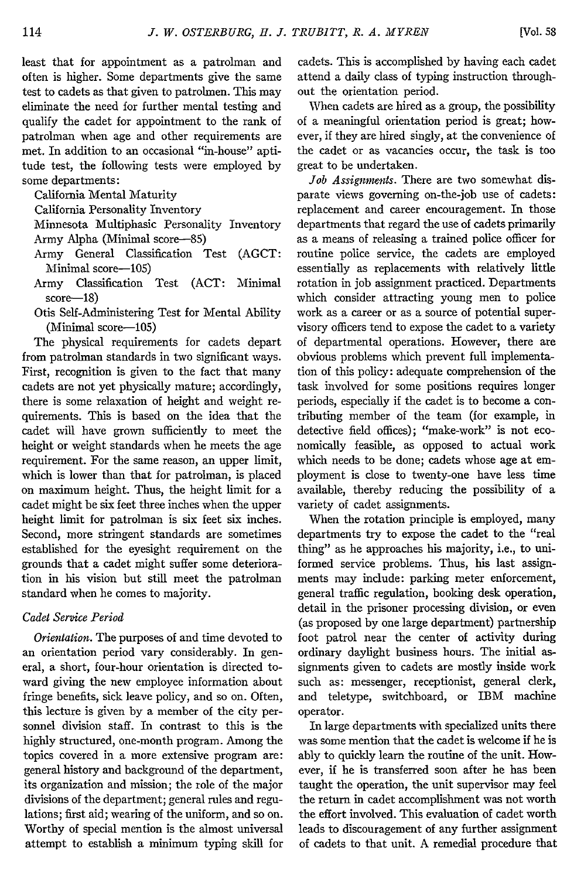least that for appointment as a patrolman and often is higher. Some departments give the same test to cadets as that given to patrolmen. This may eliminate the need for further mental testing and qualify the cadet for appointment to the rank of patrolman when age and other requirements are met. In addition to an occasional "in-house" aptitude test, the following tests were employed by some departments:

- California Mental Maturity
- California Personality Inventory
- Minnesota Multiphasic Personality Inventory
- Army Alpha (Minimal score—85)
- Army General Classification Test (AGCT: Minimal score—105)
- Army Classification Test (ACT: Minimal score—18)
- Otis Self-Administering Test for Mental Ability (Minimal score—105)

The physical requirements for cadets depart from patrolman standards in two significant ways. First, recognition is given to the fact that many cadets are not yet physically mature; accordingly, there is some relaxation of height and weight requirements. This is based on the idea that the cadet will have grown sufficiently to meet the height or weight standards when he meets the age requirement. For the same reason, an upper limit, which is lower than that for patrolman, is placed on maximum height. Thus, the height limit for a cadet might be six feet three inches when the upper height limit for patrolman is six feet six inches. Second, more stringent standards are sometimes established for the eyesight requirement on the grounds that a cadet might suffer some deterioration in his vision but still meet the patrolman standard when he comes to majority.

### *Cadet Service Period*

*Orientation.* The purposes of and time devoted to an orientation period vary considerably. In general, a short, four-hour orientation is directed toward giving the new employee information about fringe benefits, sick leave policy, and so on. Often, this lecture is given by a member of the city personnel division staff. In contrast to this is the highly structured, one-month program. Among the topics covered in a more extensive program are: general history and background of the department, its organization and mission; the role of the major divisions of the department; general rules and regulations; first aid; wearing of the uniform, and so on. Worthy of special mention is the almost universal attempt to establish a minimum typing skill for cadets. This is accomplished by having each cadet attend a daily class of typing instruction throughout the orientation period.

When cadets are hired as a group, the possibility of a meaningful orientation period is great; however, if they are hired singly, at the convenience of the cadet or as vacancies occur, the task is too great to be undertaken.

*Job Assignments.* There are two somewhat disparate views governing on-the-job use of cadets: replacement and career encouragement. In those departments that regard the use of cadets primarily as a means of releasing a trained police officer for routine police service, the cadets are employed essentially as replacements with relatively little rotation in job assignment practiced. Departments which consider attracting young men to police work as a career or as a source of potential supervisory officers tend to expose the cadet to a variety of departmental operations. However, there are obvious problems which prevent full implementation of this policy: adequate comprehension of the task involved for some positions requires longer periods, especially if the cadet is to become a contributing member of the team (for example, in detective field offices); "make-work" is not economically feasible, as opposed to actual work which needs to be done; cadets whose age at employment is close to twenty-one have less time available, thereby reducing the possibility of a variety of cadet assignments.

When the rotation principle is employed, many departments try to expose the cadet to the "real thing" as he approaches his majority, i.e., to uniformed service problems. Thus, his last assignments may include: parking meter enforcement, general traffic regulation, booking desk operation, detail in the prisoner processing division, or even (as proposed by one large department) partnership foot patrol near the center of activity during ordinary daylight business hours. The initial assignments given to cadets are mostly inside work such as: messenger, receptionist, general clerk, and teletype, switchboard, or IBM machine operator.

In large departments with specialized units there was some mention that the cadet is welcome if he is ably to quickly learn the routine of the unit. However, if he is transferred soon after he has been taught the operation, the unit supervisor may feel the return in cadet accomplishment was not worth the effort involved. This evaluation of cadet worth leads to discouragement of any further assignment of cadets to that unit. A remedial procedure that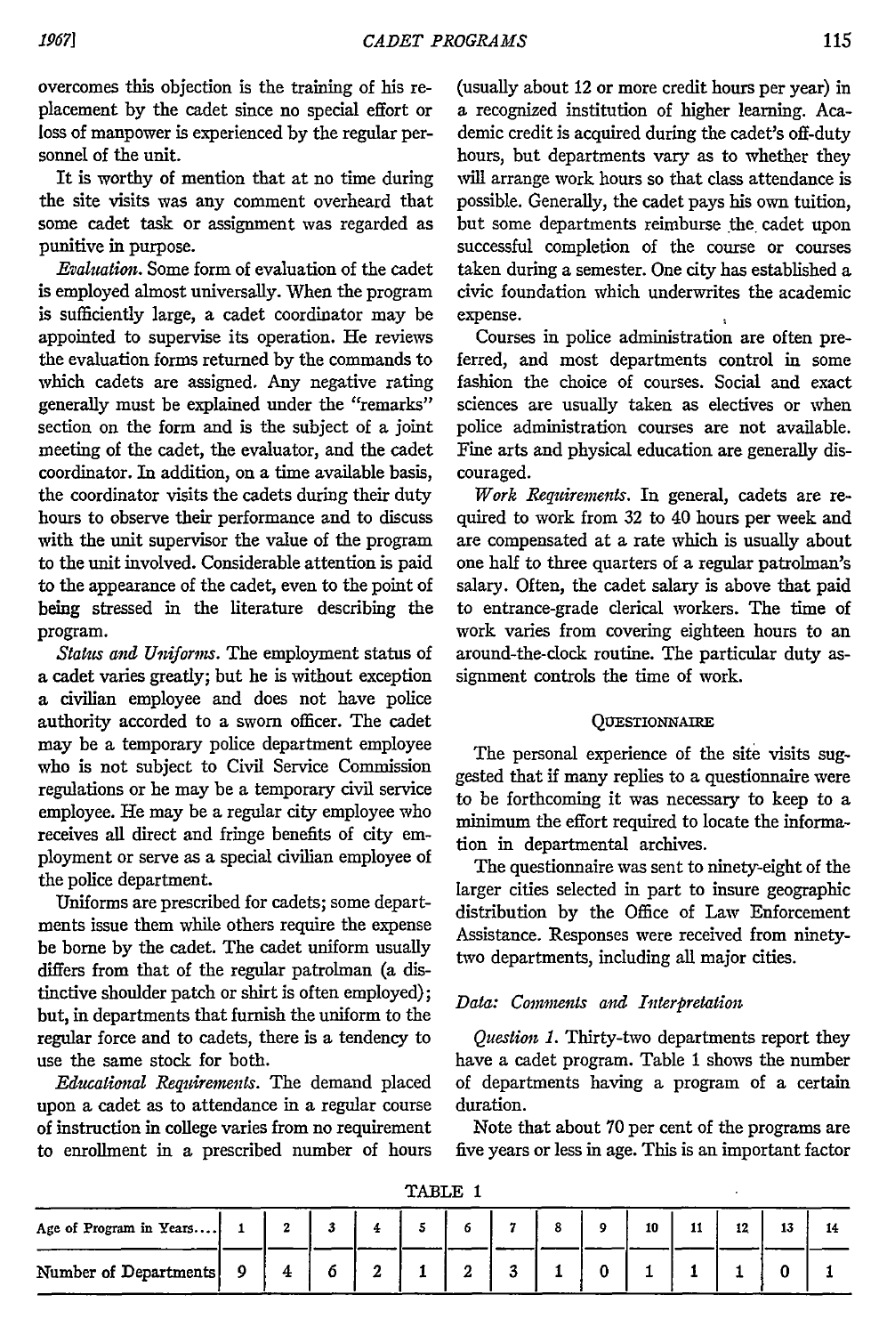overcomes this objection is the training of his replacement by the cadet since no special effort or loss of manpower is experienced by the regular personnel of the unit.

It is worthy of mention that at no time during the site visits was any comment overheard that some cadet task or assignment was regarded as punitive in purpose.

*Evaluation.* Some form of evaluation of the cadet is employed almost universally. When the program is sufficiently large, a cadet coordinator may be appointed to supervise its operation. He reviews the evaluation forms returned by the commands to which cadets are assigned. Any negative rating generally must be explained under the "remarks" section on the form and is the subject of a joint meeting of the cadet, the evaluator, and the cadet coordinator. In addition, on a time available basis, the coordinator visits the cadets during their duty hours to observe their performance and to discuss with the unit supervisor the value of the program to the unit involved. Considerable attention is paid to the appearance of the cadet, even to the point of being stressed in the literature describing the program.

*Status and Uniforms.* The employment status of a cadet varies greatly; but he is without exception a civilian employee and does not have police authority accorded to a sworn officer. The cadet may be a temporary police department employee who is not subject to Civil Service Commission regulations or he may be a temporary civil service employee. He may be a regular city employee who receives all direct and fringe benefits of city employment or serve as a special civilian employee of the police department.

Uniforms are prescribed for cadets; some departments issue them while others require the expense be borne by the cadet. The cadet uniform usually differs from that of the regular patrolman (a distinctive shoulder patch or shirt is often employed); but, in departments that furnish the uniform to the regular force and to cadets, there is a tendency to use the same stock for both.

*Educational Requirements.* The demand placed upon a cadet as to attendance in a regular course of instruction in college varies from no requirement to enrollment in a prescribed number of hours (usually about 12 or more credit hours per year) in a recognized institution of higher learning. Academic credit is acquired during the cadet's off-duty hours, but departments vary as to whether they will arrange work hours so that class attendance is possible. Generally, the cadet pays his own tuition, but some departments reimburse the cadet upon successful completion of the course or courses taken during a semester. One city has established a civic foundation which underwrites the academic expense.

Courses in police administration are often preferred, and most departments control in some fashion the choice of courses. Social and exact sciences are usually taken as electives or when police administration courses are not available. Fine arts and physical education are generally discouraged.

*Work Requirements.* In general, cadets are required to work from 32 to 40 hours per week and are compensated at a rate which is usually about one half to three quarters of a regular patrolman's salary. Often, the cadet salary is above that paid to entrance-grade clerical workers. The time of work varies from covering eighteen hours to an around-the-clock routine. The particular duty assignment controls the time of work.

## QUESTIONNAIRE

The personal experience of the site visits suggested that if many replies to a questionnaire were to be forthcoming it was necessary to keep to a minimum the effort required to locate the information in departmental archives.

The questionnaire was sent to ninety-eight of the larger cities selected in part to insure geographic distribution by the Office of Law Enforcement Assistance. Responses were received from ninety-two departments, including all major cities.

### *Data: Comments and Interpretation*

*Question 1.* Thirty-two departments report they have a cadet program. Table 1 shows the number of departments having a program of a certain duration.

Note that about 70 per cent of the programs are five years or less in age. This is an important factor

TABLE 1

| Age of Program in Years.... | 1 | 2 | 3 | 4 | 5 | 6 | 7 | 8 | 9 | 10 | 11 | 12 | 13 | 14 |
|---|---|---|---|---|---|---|---|---|---|---|---|---|---|---|
| Number of Departments | 9 | 4 | 6 | 2 | 1 | 2 | 3 | 1 | 0 | 1 | 1 | 1 | 0 | 1 |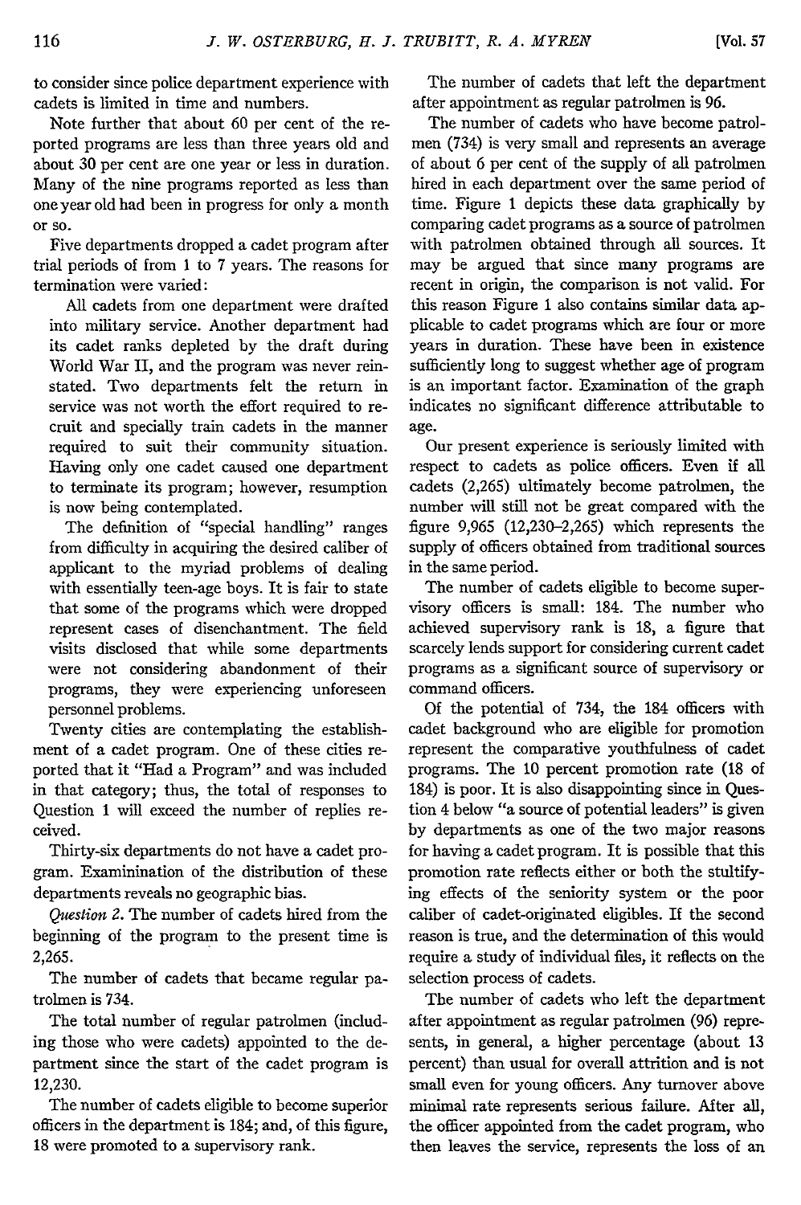to consider since police department experience with cadets is limited in time and numbers.

Note further that about 60 per cent of the reported programs are less than three years old and about 30 per cent are one year or less in duration. Many of the nine programs reported as less than one year old had been in progress for only a month or so.

Five departments dropped a cadet program after trial periods of from 1 to 7 years. The reasons for termination were varied:

All cadets from one department were drafted into military service. Another department had its cadet ranks depleted by the draft during World War II, and the program was never reinstated. Two departments felt the return in service was not worth the effort required to recruit and specially train cadets in the manner required to suit their community situation. Having only one cadet caused one department to terminate its program; however, resumption is now being contemplated.

The definition of "special handling" ranges from difficulty in acquiring the desired caliber of applicant to the myriad problems of dealing with essentially teen-age boys. It is fair to state that some of the programs which were dropped represent cases of disenchantment. The field visits disclosed that while some departments were not considering abandonment of their programs, they were experiencing unforeseen personnel problems.

Twenty cities are contemplating the establishment of a cadet program. One of these cities reported that it "Had a Program" and was included in that category; thus, the total of responses to Question 1 will exceed the number of replies received.

Thirty-six departments do not have a cadet program. Examinination of the distribution of these departments reveals no geographic bias.

*Question 2.* The number of cadets hired from the beginning of the program to the present time is 2,265.

The number of cadets that became regular patrolmen is 734.

The total number of regular patrolmen (including those who were cadets) appointed to the department since the start of the cadet program is 12,230.

The number of cadets eligible to become superior officers in the department is 184; and, of this figure, 18 were promoted to a supervisory rank.

The number of cadets that left the department after appointment as regular patrolmen is 96.

The number of cadets who have become patrolmen (734) is very small and represents an average of about 6 per cent of the supply of all patrolmen hired in each department over the same period of time. Figure 1 depicts these data graphically by comparing cadet programs as a source of patrolmen with patrolmen obtained through all sources. It may be argued that since many programs are recent in origin, the comparison is not valid. For this reason Figure 1 also contains similar data applicable to cadet programs which are four or more years in duration. These have been in existence sufficiently long to suggest whether age of program is an important factor. Examination of the graph indicates no significant difference attributable to age.

Our present experience is seriously limited with respect to cadets as police officers. Even if all cadets (2,265) ultimately become patrolmen, the number will still not be great compared with the figure 9,965 (12,230–2,265) which represents the supply of officers obtained from traditional sources in the same period.

The number of cadets eligible to become supervisory officers is small: 184. The number who achieved supervisory rank is 18, a figure that scarcely lends support for considering current cadet programs as a significant source of supervisory or command officers.

Of the potential of 734, the 184 officers with cadet background who are eligible for promotion represent the comparative youthfulness of cadet programs. The 10 percent promotion rate (18 of 184) is poor. It is also disappointing since in Question 4 below "a source of potential leaders" is given by departments as one of the two major reasons for having a cadet program. It is possible that this promotion rate reflects either or both the stultifying effects of the seniority system or the poor caliber of cadet-originated eligibles. If the second reason is true, and the determination of this would require a study of individual files, it reflects on the selection process of cadets.

The number of cadets who left the department after appointment as regular patrolmen (96) represents, in general, a higher percentage (about 13 percent) than usual for overall attrition and is not small even for young officers. Any turnover above minimal rate represents serious failure. After all, the officer appointed from the cadet program, who then leaves the service, represents the loss of an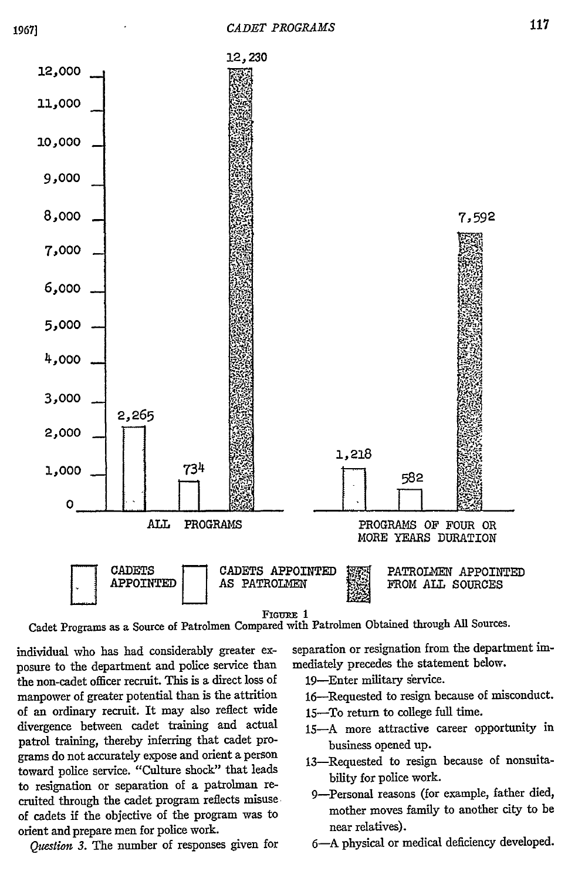| | Cadets Appointed | Cadets Appointed as Patrolmen | Patrolmen Appointed from All Sources |
|---|---|---|---|
| All Programs | 2,265 | 734 | 12,230 |
| Programs of Four or More Years Duration | 1,218 | 582 | 7,592 |

FIGURE 1
Cadet Programs as a Source of Patrolmen Compared with Patrolmen Obtained through All Sources.

individual who has had considerably greater exposure to the department and police service than the non-cadet officer recruit. This is a direct loss of manpower of greater potential than is the attrition of an ordinary recruit. It may also reflect wide divergence between cadet training and actual patrol training, thereby inferring that cadet programs do not accurately expose and orient a person toward police service. "Culture shock" that leads to resignation or separation of a patrolman recruited through the cadet program reflects misuse of cadets if the objective of the program was to orient and prepare men for police work.

*Question 3.* The number of responses given for separation or resignation from the department immediately precedes the statement below.

19—Enter military service.

16—Requested to resign because of misconduct.

15—To return to college full time.

15—A more attractive career opportunity in business opened up.

13—Requested to resign because of nonsuitability for police work.

9—Personal reasons (for example, father died, mother moves family to another city to be near relatives).

6—A physical or medical deficiency developed.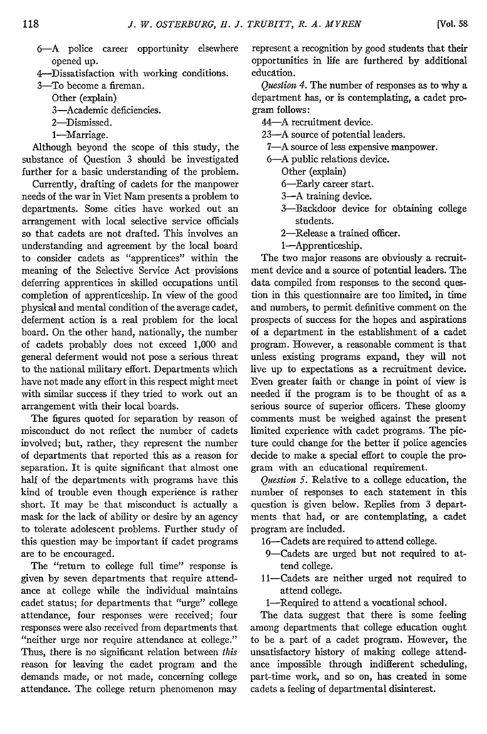6—A police career opportunity elsewhere opened up.

4—Dissatisfaction with working conditions.

3—To become a fireman.

Other (explain)

3—Academic deficiencies.

2—Dismissed.

1—Marriage.

Although beyond the scope of this study, the substance of Question 3 should be investigated further for a basic understanding of the problem.

Currently, drafting of cadets for the manpower needs of the war in Viet Nam presents a problem to departments. Some cities have worked out an arrangement with local selective service officials so that cadets are not drafted. This involves an understanding and agreement by the local board to consider cadets as "apprentices" within the meaning of the Selective Service Act provisions deferring apprentices in skilled occupations until completion of apprenticeship. In view of the good physical and mental condition of the average cadet, deferment action is a real problem for the local board. On the other hand, nationally, the number of cadets probably does not exceed 1,000 and general deferment would not pose a serious threat to the national military effort. Departments which have not made any effort in this respect might meet with similar success if they tried to work out an arrangement with their local boards.

The figures quoted for separation by reason of misconduct do not reflect the number of cadets involved; but, rather, they represent the number of departments that reported this as a reason for separation. It is quite significant that almost one half of the departments with programs have this kind of trouble even though experience is rather short. It may be that misconduct is actually a mask for the lack of ability or desire by an agency to tolerate adolescent problems. Further study of this question may be important if cadet programs are to be encouraged.

The "return to college full time" response is given by seven departments that require attendance at college while the individual maintains cadet status; for departments that "urge" college attendance, four responses were received; four responses were also received from departments that "neither urge nor require attendance at college." Thus, there is no significant relation between *this* reason for leaving the cadet program and the demands made, or not made, concerning college attendance. The college return phenomenon may represent a recognition by good students that their opportunities in life are furthered by additional education.

*Question 4.* The number of responses as to why a department has, or is contemplating, a cadet program follows:

44—A recruitment device.

23—A source of potential leaders.

7—A source of less expensive manpower.

6—A public relations device.

Other (explain)

6—Early career start.

3—A training device.

3—Backdoor device for obtaining college students.

2—Release a trained officer.

1—Apprenticeship.

The two major reasons are obviously a recruitment device and a source of potential leaders. The data compiled from responses to the second question in this questionnaire are too limited, in time and numbers, to permit definitive comment on the prospects of success for the hopes and aspirations of a department in the establishment of a cadet program. However, a reasonable comment is that unless existing programs expand, they will not live up to expectations as a recruitment device. Even greater faith or change in point of view is needed if the program is to be thought of as a serious source of superior officers. These gloomy comments must be weighed against the present limited experience with cadet programs. The picture could change for the better if police agencies decide to make a special effort to couple the program with an educational requirement.

*Question 5.* Relative to a college education, the number of responses to each statement in this question is given below. Replies from 3 departments that had, or are contemplating, a cadet program are included.

16—Cadets are required to attend college.

9—Cadets are urged but not required to attend college.

11—Cadets are neither urged not required to attend college.

1—Required to attend a vocational school.

The data suggest that there is some feeling among departments that college education ought to be a part of a cadet program. However, the unsatisfactory history of making college attendance impossible through indifferent scheduling, part-time work, and so on, has created in some cadets a feeling of departmental disinterest.